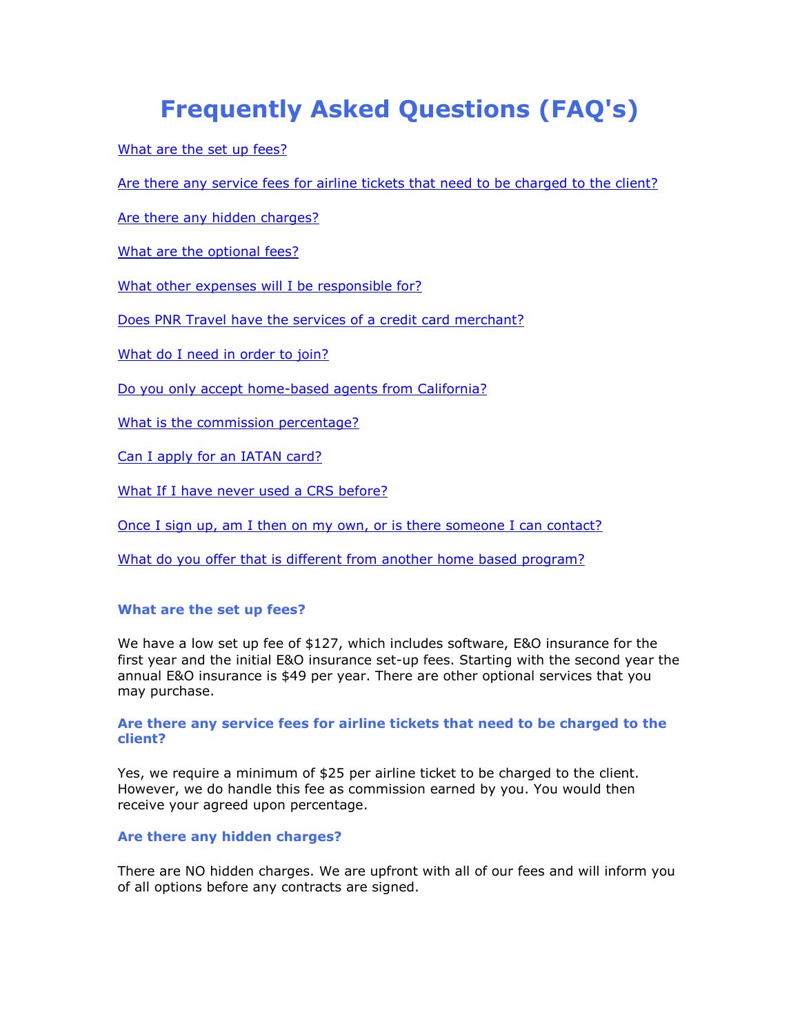# Frequently Asked Questions (FAQ's)

[What are the set up fees?](#)

[Are there any service fees for airline tickets that need to be charged to the client?](#)

[Are there any hidden charges?](#)

[What are the optional fees?](#)

[What other expenses will I be responsible for?](#)

[Does PNR Travel have the services of a credit card merchant?](#)

[What do I need in order to join?](#)

[Do you only accept home-based agents from California?](#)

[What is the commission percentage?](#)

[Can I apply for an IATAN card?](#)

[What If I have never used a CRS before?](#)

[Once I sign up, am I then on my own, or is there someone I can contact?](#)

[What do you offer that is different from another home based program?](#)

### What are the set up fees?

We have a low set up fee of $127, which includes software, E&O insurance for the first year and the initial E&O insurance set-up fees. Starting with the second year the annual E&O insurance is $49 per year. There are other optional services that you may purchase.

### Are there any service fees for airline tickets that need to be charged to the client?

Yes, we require a minimum of $25 per airline ticket to be charged to the client. However, we do handle this fee as commission earned by you. You would then receive your agreed upon percentage.

### Are there any hidden charges?

There are NO hidden charges. We are upfront with all of our fees and will inform you of all options before any contracts are signed.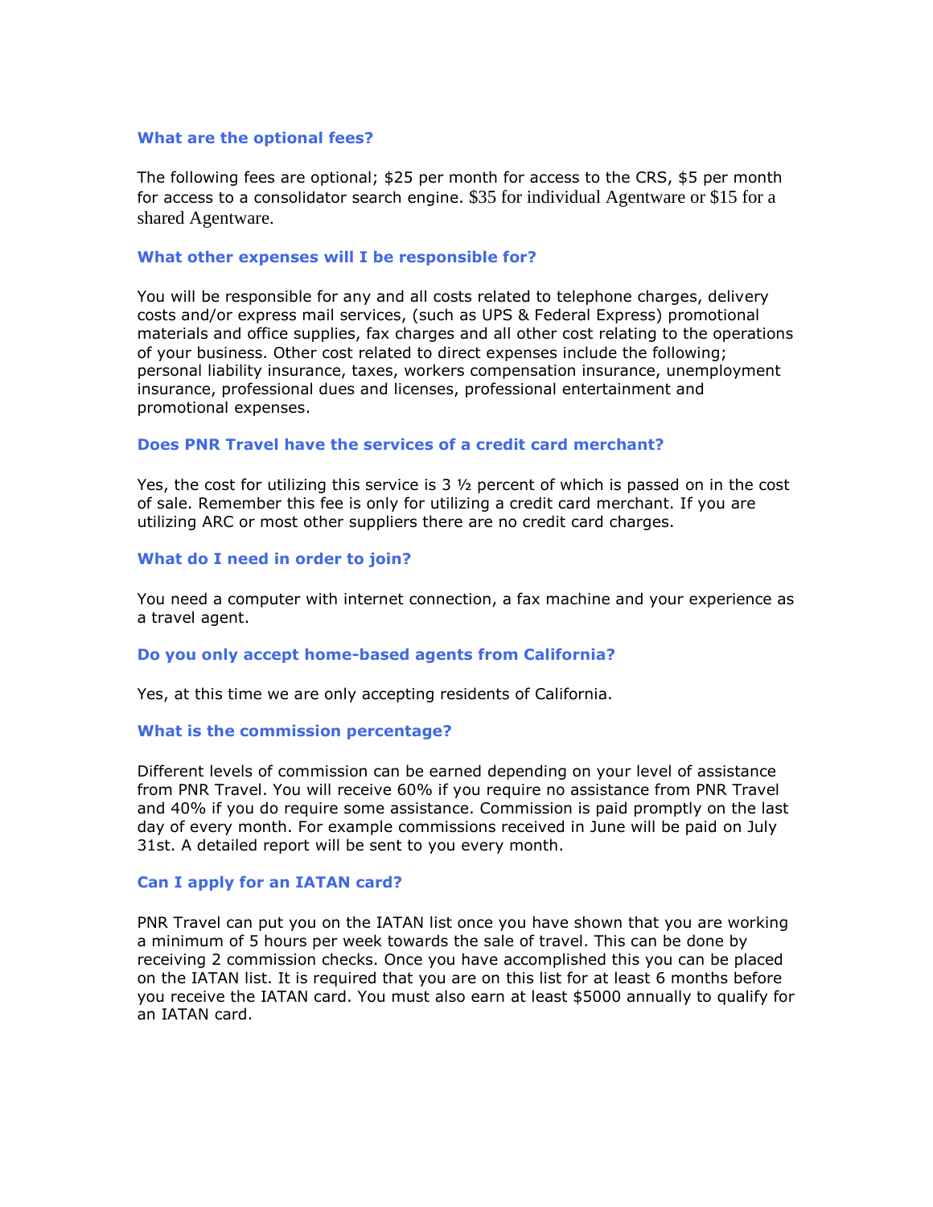### What are the optional fees?

The following fees are optional; $25 per month for access to the CRS, $5 per month for access to a consolidator search engine. $35 for individual Agentware or $15 for a shared Agentware.

### What other expenses will I be responsible for?

You will be responsible for any and all costs related to telephone charges, delivery costs and/or express mail services, (such as UPS & Federal Express) promotional materials and office supplies, fax charges and all other cost relating to the operations of your business. Other cost related to direct expenses include the following; personal liability insurance, taxes, workers compensation insurance, unemployment insurance, professional dues and licenses, professional entertainment and promotional expenses.

### Does PNR Travel have the services of a credit card merchant?

Yes, the cost for utilizing this service is 3 ½ percent of which is passed on in the cost of sale. Remember this fee is only for utilizing a credit card merchant. If you are utilizing ARC or most other suppliers there are no credit card charges.

### What do I need in order to join?

You need a computer with internet connection, a fax machine and your experience as a travel agent.

### Do you only accept home-based agents from California?

Yes, at this time we are only accepting residents of California.

### What is the commission percentage?

Different levels of commission can be earned depending on your level of assistance from PNR Travel. You will receive 60% if you require no assistance from PNR Travel and 40% if you do require some assistance. Commission is paid promptly on the last day of every month. For example commissions received in June will be paid on July 31st. A detailed report will be sent to you every month.

### Can I apply for an IATAN card?

PNR Travel can put you on the IATAN list once you have shown that you are working a minimum of 5 hours per week towards the sale of travel. This can be done by receiving 2 commission checks. Once you have accomplished this you can be placed on the IATAN list. It is required that you are on this list for at least 6 months before you receive the IATAN card. You must also earn at least $5000 annually to qualify for an IATAN card.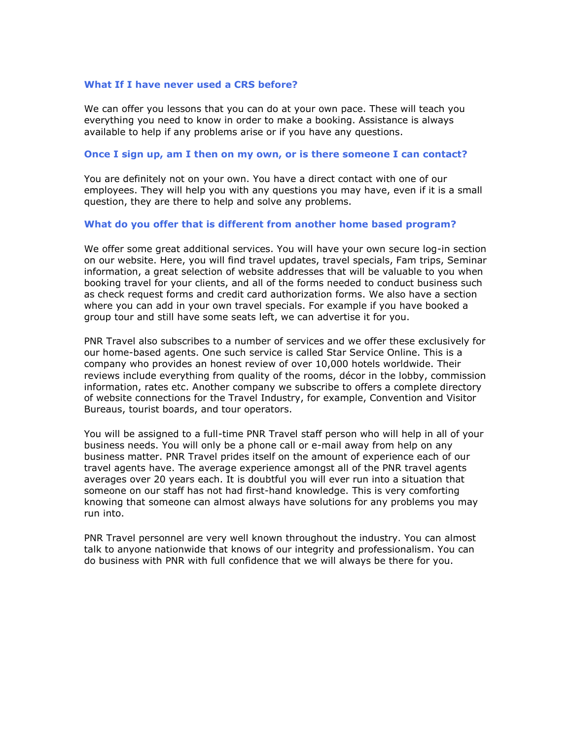### What If I have never used a CRS before?

We can offer you lessons that you can do at your own pace. These will teach you everything you need to know in order to make a booking. Assistance is always available to help if any problems arise or if you have any questions.

### Once I sign up, am I then on my own, or is there someone I can contact?

You are definitely not on your own. You have a direct contact with one of our employees. They will help you with any questions you may have, even if it is a small question, they are there to help and solve any problems.

### What do you offer that is different from another home based program?

We offer some great additional services. You will have your own secure log-in section on our website. Here, you will find travel updates, travel specials, Fam trips, Seminar information, a great selection of website addresses that will be valuable to you when booking travel for your clients, and all of the forms needed to conduct business such as check request forms and credit card authorization forms. We also have a section where you can add in your own travel specials. For example if you have booked a group tour and still have some seats left, we can advertise it for you.

PNR Travel also subscribes to a number of services and we offer these exclusively for our home-based agents. One such service is called Star Service Online. This is a company who provides an honest review of over 10,000 hotels worldwide. Their reviews include everything from quality of the rooms, décor in the lobby, commission information, rates etc. Another company we subscribe to offers a complete directory of website connections for the Travel Industry, for example, Convention and Visitor Bureaus, tourist boards, and tour operators.

You will be assigned to a full-time PNR Travel staff person who will help in all of your business needs. You will only be a phone call or e-mail away from help on any business matter. PNR Travel prides itself on the amount of experience each of our travel agents have. The average experience amongst all of the PNR travel agents averages over 20 years each. It is doubtful you will ever run into a situation that someone on our staff has not had first-hand knowledge. This is very comforting knowing that someone can almost always have solutions for any problems you may run into.

PNR Travel personnel are very well known throughout the industry. You can almost talk to anyone nationwide that knows of our integrity and professionalism. You can do business with PNR with full confidence that we will always be there for you.